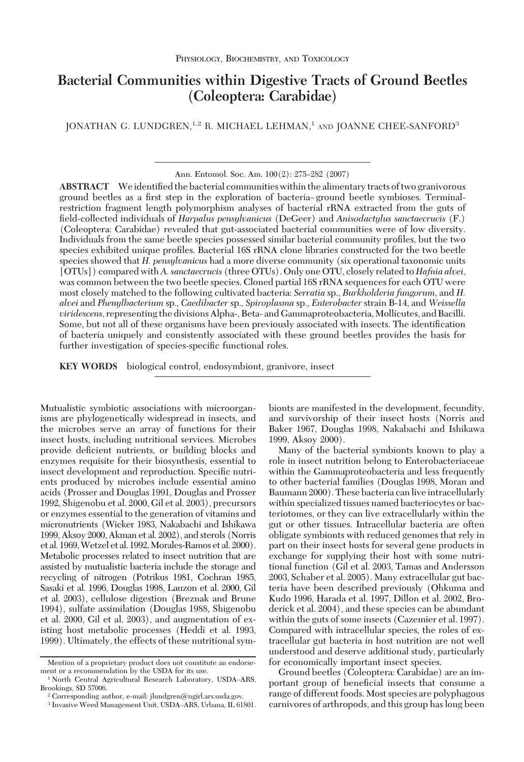Physiology, Biochemistry, and Toxicology

# Bacterial Communities within Digestive Tracts of Ground Beetles (Coleoptera: Carabidae)

JONATHAN G. LUNDGREN,[1,2] R. MICHAEL LEHMAN,[1] AND JOANNE CHEE-SANFORD[3]

Ann. Entomol. Soc. Am. 100(2): 275–282 (2007)

**ABSTRACT** We identified the bacterial communities within the alimentary tracts of two granivorous ground beetles as a first step in the exploration of bacteria–ground beetle symbioses. Terminal-restriction fragment length polymorphism analyses of bacterial rRNA extracted from the guts of field-collected individuals of *Harpalus pensylvanicus* (DeGeer) and *Anisodactylus sanctaecrucis* (F.) (Coleoptera: Carabidae) revealed that gut-associated bacterial communities were of low diversity. Individuals from the same beetle species possessed similar bacterial community profiles, but the two species exhibited unique profiles. Bacterial 16S rRNA clone libraries constructed for the two beetle species showed that *H. pensylvanicus* had a more diverse community (six operational taxonomic units [OTUs]) compared with *A. sanctaecrucis* (three OTUs). Only one OTU, closely related to *Hafnia alvei*, was common between the two beetle species. Cloned partial 16S rRNA sequences for each OTU were most closely matched to the following cultivated bacteria: *Serratia* sp., *Burkholderia fungorum*, and *H. alvei* and *Phenylbacterium* sp., *Caedibacter* sp., *Spiroplasma* sp., *Enterobacter* strain B-14, and *Weissella viridescens*, representing the divisions Alpha-, Beta- and Gammaproteobacteria, Mollicutes, and Bacilli. Some, but not all of these organisms have been previously associated with insects. The identification of bacteria uniquely and consistently associated with these ground beetles provides the basis for further investigation of species-specific functional roles.

**KEY WORDS** biological control, endosymbiont, granivore, insect

Mutualistic symbiotic associations with microorganisms are phylogenetically widespread in insects, and the microbes serve an array of functions for their insect hosts, including nutritional services. Microbes provide deficient nutrients, or building blocks and enzymes requisite for their biosynthesis, essential to insect development and reproduction. Specific nutrients produced by microbes include essential amino acids (Prosser and Douglas 1991, Douglas and Prosser 1992, Shigenobu et al. 2000, Gil et al. 2003), precursors or enzymes essential to the generation of vitamins and micronutrients (Wicker 1983, Nakabachi and Ishikawa 1999, Aksoy 2000, Akman et al. 2002), and sterols (Norris et al. 1969, Wetzel et al. 1992, Morales-Ramos et al. 2000). Metabolic processes related to insect nutrition that are assisted by mutualistic bacteria include the storage and recycling of nitrogen (Potrikus 1981, Cochran 1985, Sasaki et al. 1996, Douglas 1998, Lauzon et al. 2000, Gil et al. 2003), cellulose digestion (Breznak and Brune 1994), sulfate assimilation (Douglas 1988, Shigenobu et al. 2000, Gil et al. 2003), and augmentation of existing host metabolic processes (Heddi et al. 1993, 1999). Ultimately, the effects of these nutritional symbionts are manifested in the development, fecundity, and survivorship of their insect hosts (Norris and Baker 1967, Douglas 1998, Nakabachi and Ishikawa 1999, Aksoy 2000).

Many of the bacterial symbionts known to play a role in insect nutrition belong to Enterobacteriaceae within the Gammaproteobacteria and less frequently to other bacterial families (Douglas 1998, Moran and Baumann 2000). These bacteria can live intracellularly within specialized tissues named bacteriocytes or bacteriotomes, or they can live extracellularly within the gut or other tissues. Intracellular bacteria are often obligate symbionts with reduced genomes that rely in part on their insect hosts for several gene products in exchange for supplying their host with some nutritional function (Gil et al. 2003, Tamas and Andersson 2003, Schaber et al. 2005). Many extracellular gut bacteria have been described previously (Ohkuma and Kudo 1996, Harada et al. 1997, Dillon et al. 2002, Broderick et al. 2004), and these species can be abundant within the guts of some insects (Cazemier et al. 1997). Compared with intracellular species, the roles of extracellular gut bacteria in host nutrition are not well understood and deserve additional study, particularly for economically important insect species.

Ground beetles (Coleoptera: Carabidae) are an important group of beneficial insects that consume a range of different foods. Most species are polyphagous carnivores of arthropods, and this group has long been

Mention of a proprietary product does not constitute an endorsement or a recommendation by the USDA for its use.

[1] North Central Agricultural Research Laboratory, USDA–ARS, Brookings, SD 57006.

[2] Corresponding author, e-mail: jlundgren@ngirl.ars.usda.gov.

[3] Invasive Weed Management Unit, USDA–ARS, Urbana, IL 61801.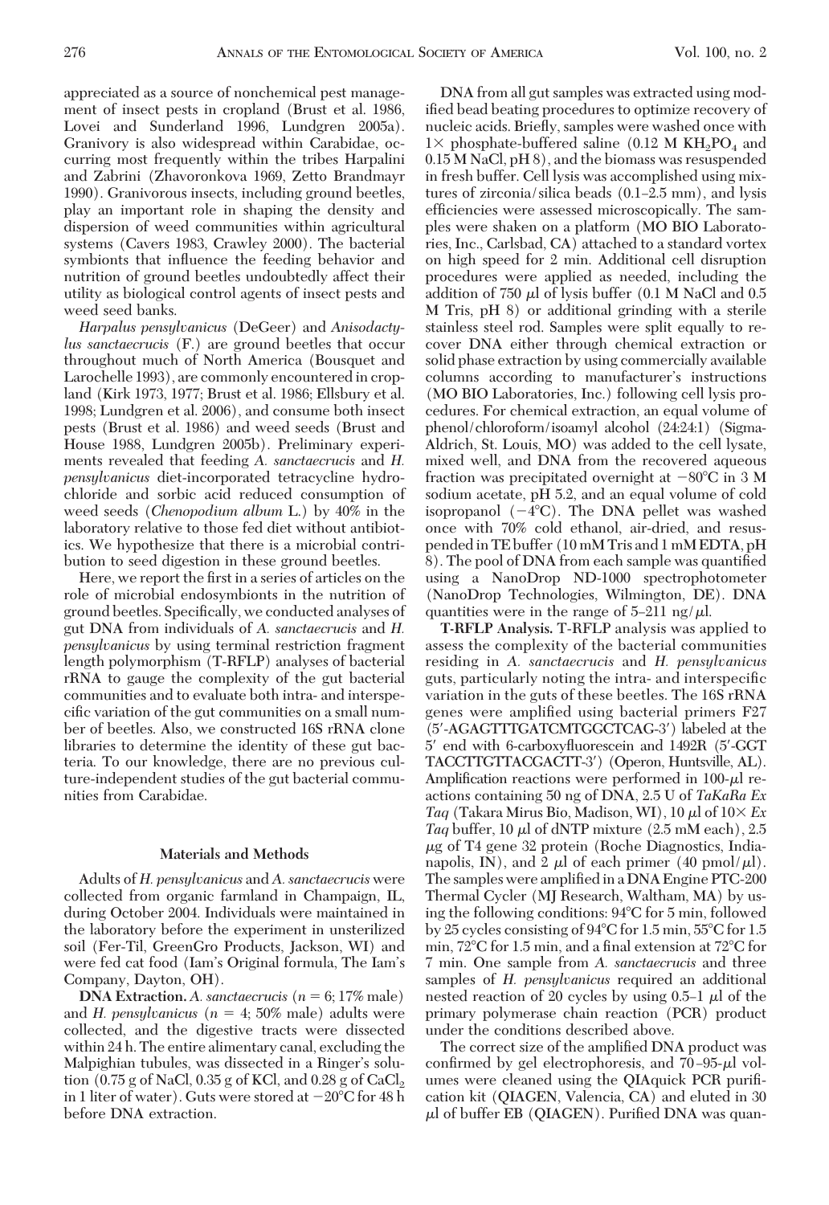appreciated as a source of nonchemical pest management of insect pests in cropland (Brust et al. 1986, Lovei and Sunderland 1996, Lundgren 2005a). Granivory is also widespread within Carabidae, occurring most frequently within the tribes Harpalini and Zabrini (Zhavoronkova 1969, Zetto Brandmayr 1990). Granivorous insects, including ground beetles, play an important role in shaping the density and dispersion of weed communities within agricultural systems (Cavers 1983, Crawley 2000). The bacterial symbionts that influence the feeding behavior and nutrition of ground beetles undoubtedly affect their utility as biological control agents of insect pests and weed seed banks.

*Harpalus pensylvanicus* (DeGeer) and *Anisodactylus sanctaecrucis* (F.) are ground beetles that occur throughout much of North America (Bousquet and Larochelle 1993), are commonly encountered in cropland (Kirk 1973, 1977; Brust et al. 1986; Ellsbury et al. 1998; Lundgren et al. 2006), and consume both insect pests (Brust et al. 1986) and weed seeds (Brust and House 1988, Lundgren 2005b). Preliminary experiments revealed that feeding *A. sanctaecrucis* and *H. pensylvanicus* diet-incorporated tetracycline hydrochloride and sorbic acid reduced consumption of weed seeds (*Chenopodium album* L.) by 40% in the laboratory relative to those fed diet without antibiotics. We hypothesize that there is a microbial contribution to seed digestion in these ground beetles.

Here, we report the first in a series of articles on the role of microbial endosymbionts in the nutrition of ground beetles. Specifically, we conducted analyses of gut DNA from individuals of *A. sanctaecrucis* and *H. pensylvanicus* by using terminal restriction fragment length polymorphism (T-RFLP) analyses of bacterial rRNA to gauge the complexity of the gut bacterial communities and to evaluate both intra- and interspecific variation of the gut communities on a small number of beetles. Also, we constructed 16S rRNA clone libraries to determine the identity of these gut bacteria. To our knowledge, there are no previous culture-independent studies of the gut bacterial communities from Carabidae.

## Materials and Methods

Adults of *H. pensylvanicus* and *A. sanctaecrucis* were collected from organic farmland in Champaign, IL, during October 2004. Individuals were maintained in the laboratory before the experiment in unsterilized soil (Fer-Til, GreenGro Products, Jackson, WI) and were fed cat food (Iam's Original formula, The Iam's Company, Dayton, OH).

**DNA Extraction.** *A. sanctaecrucis* ($n = 6$; 17% male) and *H. pensylvanicus* ($n = 4$; 50% male) adults were collected, and the digestive tracts were dissected within 24 h. The entire alimentary canal, excluding the Malpighian tubules, was dissected in a Ringer's solution (0.75 g of NaCl, 0.35 g of KCl, and 0.28 g of $CaCl_2$ in 1 liter of water). Guts were stored at −20°C for 48 h before DNA extraction.

DNA from all gut samples was extracted using modified bead beating procedures to optimize recovery of nucleic acids. Briefly, samples were washed once with 1× phosphate-buffered saline (0.12 M $KH_2PO_4$ and 0.15 M NaCl, pH 8), and the biomass was resuspended in fresh buffer. Cell lysis was accomplished using mixtures of zirconia/silica beads (0.1–2.5 mm), and lysis efficiencies were assessed microscopically. The samples were shaken on a platform (MO BIO Laboratories, Inc., Carlsbad, CA) attached to a standard vortex on high speed for 2 min. Additional cell disruption procedures were applied as needed, including the addition of 750 μl of lysis buffer (0.1 M NaCl and 0.5 M Tris, pH 8) or additional grinding with a sterile stainless steel rod. Samples were split equally to recover DNA either through chemical extraction or solid phase extraction by using commercially available columns according to manufacturer's instructions (MO BIO Laboratories, Inc.) following cell lysis procedures. For chemical extraction, an equal volume of phenol/chloroform/isoamyl alcohol (24:24:1) (Sigma-Aldrich, St. Louis, MO) was added to the cell lysate, mixed well, and DNA from the recovered aqueous fraction was precipitated overnight at −80°C in 3 M sodium acetate, pH 5.2, and an equal volume of cold isopropanol (−4°C). The DNA pellet was washed once with 70% cold ethanol, air-dried, and resuspended in TE buffer (10 mM Tris and 1 mM EDTA, pH 8). The pool of DNA from each sample was quantified using a NanoDrop ND-1000 spectrophotometer (NanoDrop Technologies, Wilmington, DE). DNA quantities were in the range of 5–211 ng/μl.

**T-RFLP Analysis.** T-RFLP analysis was applied to assess the complexity of the bacterial communities residing in *A. sanctaecrucis* and *H. pensylvanicus* guts, particularly noting the intra- and interspecific variation in the guts of these beetles. The 16S rRNA genes were amplified using bacterial primers F27 (5′-AGAGTTTGATCMTGGCTCAG-3′) labeled at the 5′ end with 6-carboxyfluorescein and 1492R (5′-GGT TACCTTGTTACGACTT-3′) (Operon, Huntsville, AL). Amplification reactions were performed in 100-μl reactions containing 50 ng of DNA, 2.5 U of *TaKaRa Ex Taq* (Takara Mirus Bio, Madison, WI), 10 μl of 10× *Ex Taq* buffer, 10 μl of dNTP mixture (2.5 mM each), 2.5 μg of T4 gene 32 protein (Roche Diagnostics, Indianapolis, IN), and 2 μl of each primer (40 pmol/μl). The samples were amplified in a DNA Engine PTC-200 Thermal Cycler (MJ Research, Waltham, MA) by using the following conditions: 94°C for 5 min, followed by 25 cycles consisting of 94°C for 1.5 min, 55°C for 1.5 min, 72°C for 1.5 min, and a final extension at 72°C for 7 min. One sample from *A. sanctaecrucis* and three samples of *H. pensylvanicus* required an additional nested reaction of 20 cycles by using 0.5–1 μl of the primary polymerase chain reaction (PCR) product under the conditions described above.

The correct size of the amplified DNA product was confirmed by gel electrophoresis, and 70–95-μl volumes were cleaned using the QIAquick PCR purification kit (QIAGEN, Valencia, CA) and eluted in 30 μl of buffer EB (QIAGEN). Purified DNA was quan-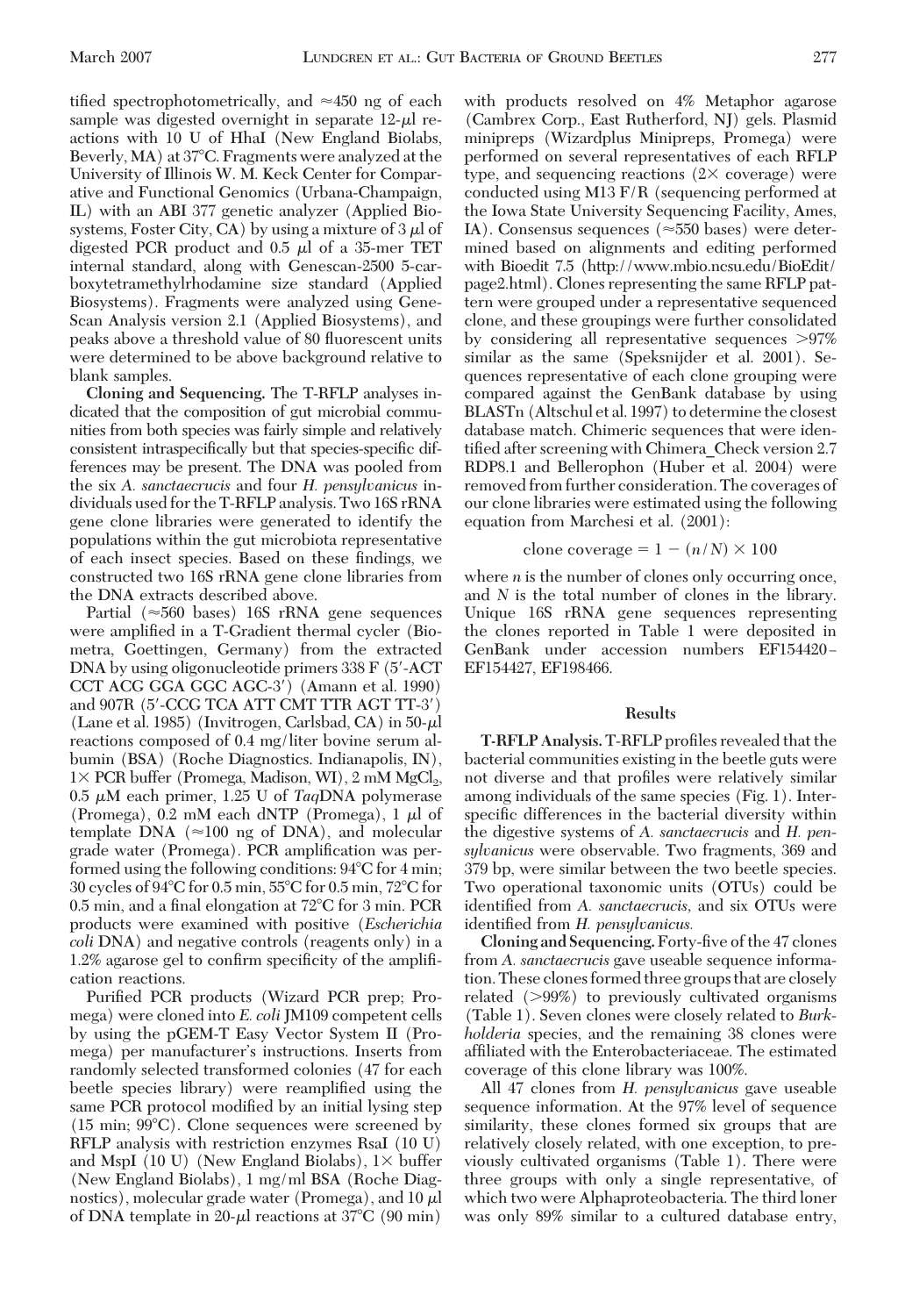tified spectrophotometrically, and ≈450 ng of each sample was digested overnight in separate 12-μl reactions with 10 U of HhaI (New England Biolabs, Beverly, MA) at 37°C. Fragments were analyzed at the University of Illinois W. M. Keck Center for Comparative and Functional Genomics (Urbana-Champaign, IL) with an ABI 377 genetic analyzer (Applied Biosystems, Foster City, CA) by using a mixture of 3 μl of digested PCR product and 0.5 μl of a 35-mer TET internal standard, along with Genescan-2500 5-carboxytetramethylrhodamine size standard (Applied Biosystems). Fragments were analyzed using GeneScan Analysis version 2.1 (Applied Biosystems), and peaks above a threshold value of 80 fluorescent units were determined to be above background relative to blank samples.

**Cloning and Sequencing.** The T-RFLP analyses indicated that the composition of gut microbial communities from both species was fairly simple and relatively consistent intraspecifically but that species-specific differences may be present. The DNA was pooled from the six *A. sanctaecrucis* and four *H. pensylvanicus* individuals used for the T-RFLP analysis. Two 16S rRNA gene clone libraries were generated to identify the populations within the gut microbiota representative of each insect species. Based on these findings, we constructed two 16S rRNA gene clone libraries from the DNA extracts described above.

Partial (≈560 bases) 16S rRNA gene sequences were amplified in a T-Gradient thermal cycler (Biometra, Goettingen, Germany) from the extracted DNA by using oligonucleotide primers 338 F (5′-ACT CCT ACG GGA GGC AGC-3′) (Amann et al. 1990) and 907R (5′-CCG TCA ATT CMT TTR AGT TT-3′) (Lane et al. 1985) (Invitrogen, Carlsbad, CA) in 50-μl reactions composed of 0.4 mg/liter bovine serum albumin (BSA) (Roche Diagnostics. Indianapolis, IN), 1× PCR buffer (Promega, Madison, WI), 2 mM $MgCl_2$, 0.5 μM each primer, 1.25 U of *Taq*DNA polymerase (Promega), 0.2 mM each dNTP (Promega), 1 μl of template DNA (≈100 ng of DNA), and molecular grade water (Promega). PCR amplification was performed using the following conditions: 94°C for 4 min; 30 cycles of 94°C for 0.5 min, 55°C for 0.5 min, 72°C for 0.5 min, and a final elongation at 72°C for 3 min. PCR products were examined with positive (*Escherichia coli* DNA) and negative controls (reagents only) in a 1.2% agarose gel to confirm specificity of the amplification reactions.

Purified PCR products (Wizard PCR prep; Promega) were cloned into *E. coli* JM109 competent cells by using the pGEM-T Easy Vector System II (Promega) per manufacturer's instructions. Inserts from randomly selected transformed colonies (47 for each beetle species library) were reamplified using the same PCR protocol modified by an initial lysing step (15 min; 99°C). Clone sequences were screened by RFLP analysis with restriction enzymes RsaI (10 U) and MspI (10 U) (New England Biolabs), 1× buffer (New England Biolabs), 1 mg/ml BSA (Roche Diagnostics), molecular grade water (Promega), and 10 μl of DNA template in 20-μl reactions at 37°C (90 min) with products resolved on 4% Metaphor agarose (Cambrex Corp., East Rutherford, NJ) gels. Plasmid minipreps (Wizardplus Minipreps, Promega) were performed on several representatives of each RFLP type, and sequencing reactions (2× coverage) were conducted using M13 F/R (sequencing performed at the Iowa State University Sequencing Facility, Ames, IA). Consensus sequences (≈550 bases) were determined based on alignments and editing performed with Bioedit 7.5 (http://www.mbio.ncsu.edu/BioEdit/page2.html). Clones representing the same RFLP pattern were grouped under a representative sequenced clone, and these groupings were further consolidated by considering all representative sequences >97% similar as the same (Speksnijder et al. 2001). Sequences representative of each clone grouping were compared against the GenBank database by using BLASTn (Altschul et al. 1997) to determine the closest database match. Chimeric sequences that were identified after screening with Chimera_Check version 2.7 RDP8.1 and Bellerophon (Huber et al. 2004) were removed from further consideration. The coverages of our clone libraries were estimated using the following equation from Marchesi et al. (2001):

$$\text{clone coverage} = 1 - (n/N) \times 100$$

where $n$ is the number of clones only occurring once, and $N$ is the total number of clones in the library. Unique 16S rRNA gene sequences representing the clones reported in Table 1 were deposited in GenBank under accession numbers EF154420–EF154427, EF198466.

## Results

**T-RFLP Analysis.** T-RFLP profiles revealed that the bacterial communities existing in the beetle guts were not diverse and that profiles were relatively similar among individuals of the same species (Fig. 1). Interspecific differences in the bacterial diversity within the digestive systems of *A. sanctaecrucis* and *H. pensylvanicus* were observable. Two fragments, 369 and 379 bp, were similar between the two beetle species. Two operational taxonomic units (OTUs) could be identified from *A. sanctaecrucis,* and six OTUs were identified from *H. pensylvanicus.*

**Cloning and Sequencing.** Forty-five of the 47 clones from *A. sanctaecrucis* gave useable sequence information. These clones formed three groups that are closely related (>99%) to previously cultivated organisms (Table 1). Seven clones were closely related to *Burkholderia* species, and the remaining 38 clones were affiliated with the Enterobacteriaceae. The estimated coverage of this clone library was 100%.

All 47 clones from *H. pensylvanicus* gave useable sequence information. At the 97% level of sequence similarity, these clones formed six groups that are relatively closely related, with one exception, to previously cultivated organisms (Table 1). There were three groups with only a single representative, of which two were Alphaproteobacteria. The third loner was only 89% similar to a cultured database entry,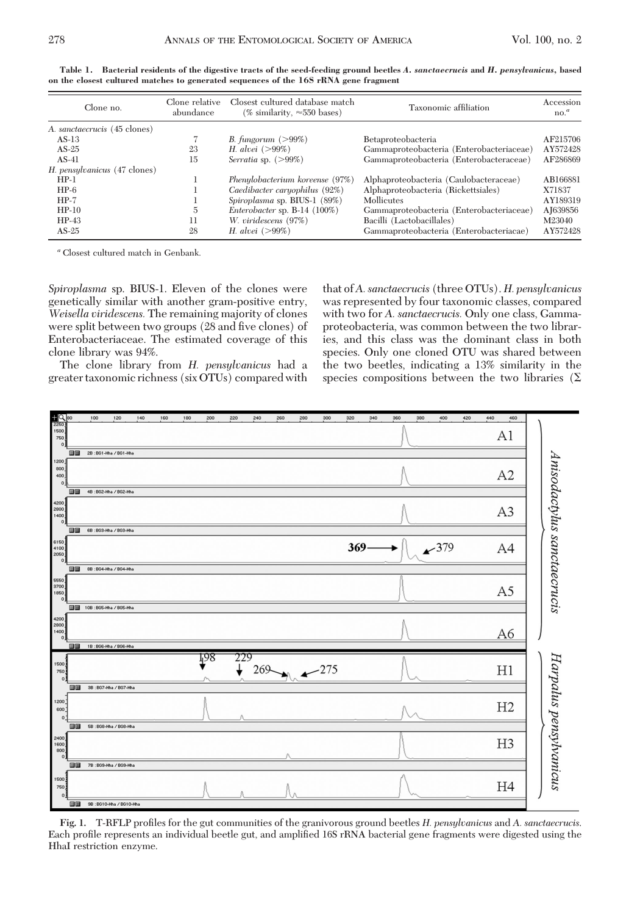**Table 1. Bacterial residents of the digestive tracts of the seed-feeding ground beetles *A. sanctaecrucis* and *H. pensylvanicus*, based on the closest cultured matches to generated sequences of the 16S rRNA gene fragment**

| Clone no. | Clone relative abundance | Closest cultured database match (% similarity, ≈550 bases) | Taxonomic affiliation | Accession no.[a] |
|---|---|---|---|---|
| *A. sanctaecrucis* (45 clones) | | | | |
| AS-13 | 7 | *B. fungorum* (>99%) | Betaproteobacteria | AF215706 |
| AS-25 | 23 | *H. alvei* (>99%) | Gammaproteobacteria (Enterobacteriaceae) | AY572428 |
| AS-41 | 15 | *Serratia* sp. (>99%) | Gammaproteobacteria (Enterobacteraceae) | AF286869 |
| *H. pensylvanicus* (47 clones) | | | | |
| HP-1 | 1 | *Phenylobacterium koreense* (97%) | Alphaproteobacteria (Caulobacteraceae) | AB166881 |
| HP-6 | 1 | *Caedibacter caryophilus* (92%) | Alphaproteobacteria (Rickettsiales) | X71837 |
| HP-7 | 1 | *Spiroplasma* sp. BIUS-1 (89%) | Mollicutes | AY189319 |
| HP-10 | 5 | *Enterobacter* sp. B-14 (100%) | Gammaproteobacteria (Enterobacteriaceae) | AJ639856 |
| HP-43 | 11 | *W. viridescens* (97%) | Bacilli (Lactobacillales) | M23040 |
| AS-25 | 28 | *H. alvei* (>99%) | Gammaproteobacteria (Enterobacteriacae) | AY572428 |

[a] Closest cultured match in Genbank.

*Spiroplasma* sp. BIUS-1. Eleven of the clones were genetically similar with another gram-positive entry, *Weisella viridescens.* The remaining majority of clones were split between two groups (28 and five clones) of Enterobacteriaceae. The estimated coverage of this clone library was 94%.

The clone library from *H. pensylvanicus* had a greater taxonomic richness (six OTUs) compared with that of *A. sanctaecrucis* (three OTUs). *H. pensylvanicus* was represented by four taxonomic classes, compared with two for *A. sanctaecrucis.* Only one class, Gammaproteobacteria, was common between the two libraries, and this class was the dominant class in both species. Only one cloned OTU was shared between the two beetles, indicating a 13% similarity in the species compositions between the two libraries (Σ

**Fig. 1.** T-RFLP profiles for the gut communities of the granivorous ground beetles *H. pensylvanicus* and *A. sanctaecrucis.* Each profile represents an individual beetle gut, and amplified 16S rRNA bacterial gene fragments were digested using the HhaI restriction enzyme.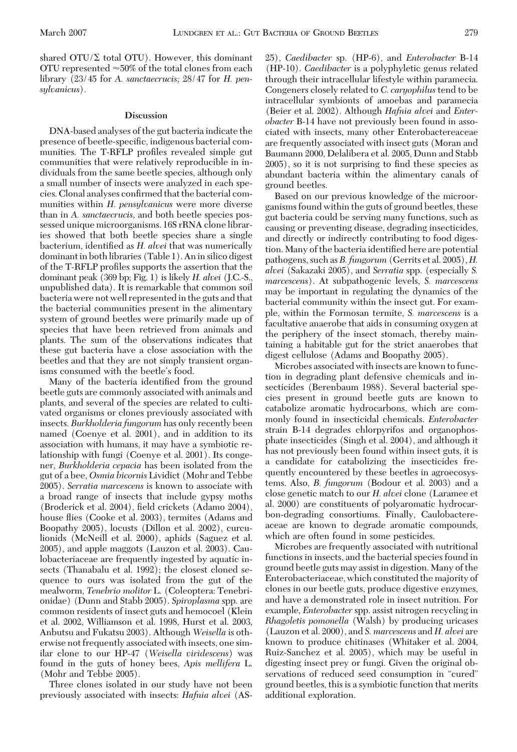shared OTU/Σ total OTU). However, this dominant OTU represented ≈50% of the total clones from each library (23/45 for *A. sanctaecrucis;* 28/47 for *H. pensylvanicus*).

## Discussion

DNA-based analyses of the gut bacteria indicate the presence of beetle-specific, indigenous bacterial communities. The T-RFLP profiles revealed simple gut communities that were relatively reproducible in individuals from the same beetle species, although only a small number of insects were analyzed in each species. Clonal analyses confirmed that the bacterial communities within *H. pensylvanicus* were more diverse than in *A. sanctaecrucis,* and both beetle species possessed unique microorganisms. 16S rRNA clone libraries showed that both beetle species share a single bacterium, identified as *H. alvei* that was numerically dominant in both libraries (Table 1). An in silico digest of the T-RFLP profiles supports the assertion that the dominant peak (369 bp; Fig. 1) is likely *H. alvei* (J.C.-S., unpublished data). It is remarkable that common soil bacteria were not well represented in the guts and that the bacterial communities present in the alimentary system of ground beetles were primarily made up of species that have been retrieved from animals and plants. The sum of the observations indicates that these gut bacteria have a close association with the beetles and that they are not simply transient organisms consumed with the beetle's food.

Many of the bacteria identified from the ground beetle guts are commonly associated with animals and plants, and several of the species are related to cultivated organisms or clones previously associated with insects. *Burkholderia fungorum* has only recently been named (Coenye et al. 2001), and in addition to its association with humans, it may have a symbiotic relationship with fungi (Coenye et al. 2001). Its congener, *Burkholderia cepacia* has been isolated from the gut of a bee, *Osmia bicornis* Lividict (Mohr and Tebbe 2005). *Serratia marcescens* is known to associate with a broad range of insects that include gypsy moths (Broderick et al. 2004), field crickets (Adamo 2004), house flies (Cooke et al. 2003), termites (Adams and Boopathy 2005), locusts (Dillon et al. 2002), curculionids (McNeill et al. 2000), aphids (Saguez et al. 2005), and apple maggots (Lauzon et al. 2003). Caulobacteriaceae are frequently ingested by aquatic insects (Thanabalu et al. 1992); the closest cloned sequence to ours was isolated from the gut of the mealworm, *Tenebrio molitor* L. (Coleoptera: Tenebrionidae) (Dunn and Stabb 2005). *Spiroplasma* spp. are common residents of insect guts and hemocoel (Klein et al. 2002, Williamson et al. 1998, Hurst et al. 2003, Anbutsu and Fukatsu 2003). Although *Weisella* is otherwise not frequently associated with insects, one similar clone to our HP-47 (*Weisella viridescens*) was found in the guts of honey bees, *Apis mellifera* L. (Mohr and Tebbe 2005).

Three clones isolated in our study have not been previously associated with insects: *Hafnia alvei* (AS-25), *Caedibacter* sp. (HP-6), and *Enterobacter* B-14 (HP-10). *Caedibacter* is a polyphyletic genus related through their intracellular lifestyle within paramecia. Congeners closely related to *C. caryophilus* tend to be intracellular symbionts of amoebas and paramecia (Beier et al. 2002). Although *Hafnia alvei* and *Enterobacter* B-14 have not previously been found in associated with insects, many other Enterobactereaceae are frequently associated with insect guts (Moran and Baumann 2000, Delalibera et al. 2005, Dunn and Stabb 2005), so it is not surprising to find these species as abundant bacteria within the alimentary canals of ground beetles.

Based on our previous knowledge of the microorganisms found within the guts of ground beetles, these gut bacteria could be serving many functions, such as causing or preventing disease, degrading insecticides, and directly or indirectly contributing to food digestion. Many of the bacteria identified here are potential pathogens, such as *B. fungorum* (Gerrits et al. 2005), *H. alvei* (Sakazaki 2005), and *Serratia* spp. (especially *S. marcescens*). At subpathogenic levels, *S. marcescens* may be important in regulating the dynamics of the bacterial community within the insect gut. For example, within the Formosan termite, *S. marcescens* is a facultative anaerobe that aids in consuming oxygen at the periphery of the insect stomach, thereby maintaining a habitable gut for the strict anaerobes that digest cellulose (Adams and Boopathy 2005).

Microbes associated with insects are known to function in degrading plant defensive chemicals and insecticides (Berenbaum 1988). Several bacterial species present in ground beetle guts are known to catabolize aromatic hydrocarbons, which are commonly found in insecticidal chemicals. *Enterobacter* strain B-14 degrades chlorpyrifos and organophosphate insecticides (Singh et al. 2004), and although it has not previously been found within insect guts, it is a candidate for catabolizing the insecticides frequently encountered by these beetles in agroecosystems. Also, *B. fungorum* (Bodour et al. 2003) and a close genetic match to our *H. alvei* clone (Laramee et al. 2000) are constituents of polyaromatic hydrocarbon-degrading consortiums. Finally, Caulobactereaceae are known to degrade aromatic compounds, which are often found in some pesticides.

Microbes are frequently associated with nutritional functions in insects, and the bacterial species found in ground beetle guts may assist in digestion. Many of the Enterobacteriaceae, which constituted the majority of clones in our beetle guts, produce digestive enzymes, and have a demonstrated role in insect nutrition. For example, *Enterobacter* spp. assist nitrogen recycling in *Rhagoletis pomonella* (Walsh) by producing uricases (Lauzon et al. 2000), and *S. marcescens* and *H. alvei* are known to produce chitinases (Whitaker et al. 2004, Ruiz-Sanchez et al. 2005), which may be useful in digesting insect prey or fungi. Given the original observations of reduced seed consumption in "cured" ground beetles, this is a symbiotic function that merits additional exploration.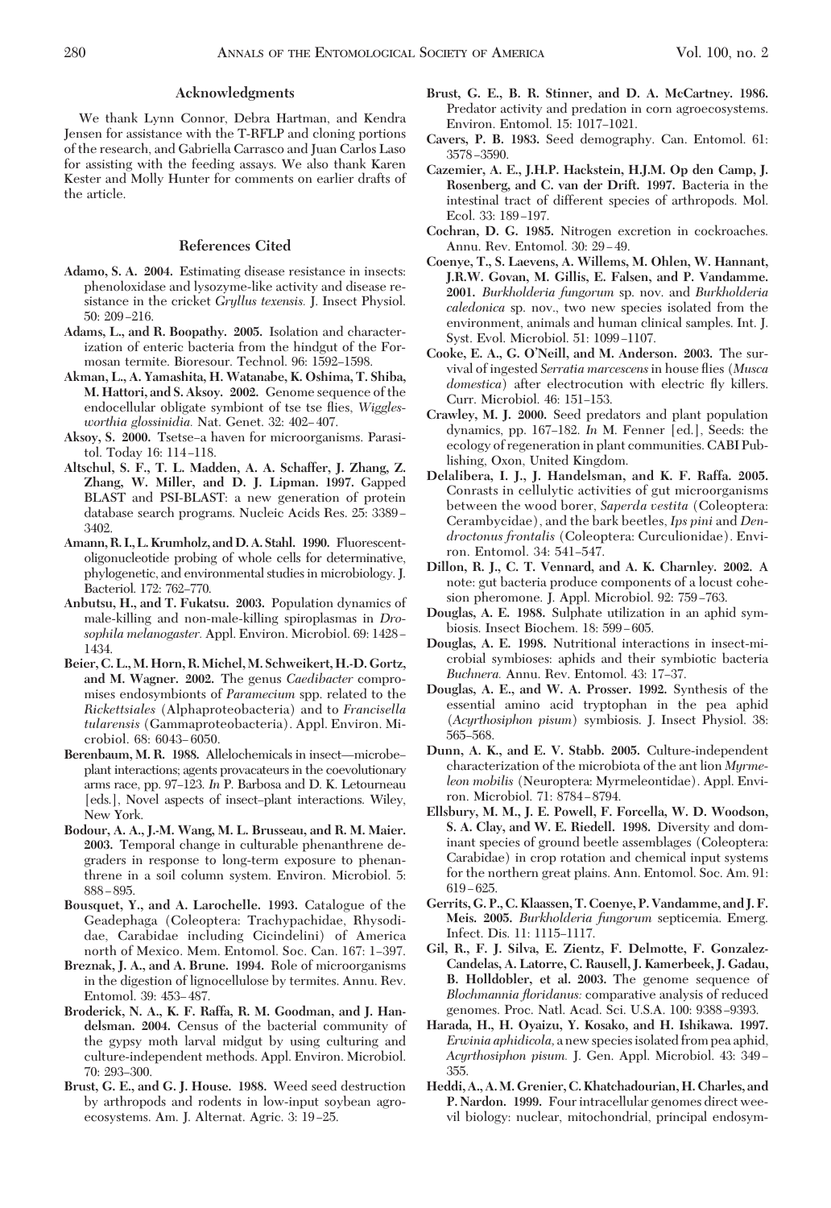## Acknowledgments

We thank Lynn Connor, Debra Hartman, and Kendra Jensen for assistance with the T-RFLP and cloning portions of the research, and Gabriella Carrasco and Juan Carlos Laso for assisting with the feeding assays. We also thank Karen Kester and Molly Hunter for comments on earlier drafts of the article.

## References Cited

**Adamo, S. A. 2004.** Estimating disease resistance in insects: phenoloxidase and lysozyme-like activity and disease resistance in the cricket *Gryllus texensis.* J. Insect Physiol. 50: 209–216.

**Adams, L., and R. Boopathy. 2005.** Isolation and characterization of enteric bacteria from the hindgut of the Formosan termite. Bioresour. Technol. 96: 1592–1598.

**Akman, L., A. Yamashita, H. Watanabe, K. Oshima, T. Shiba, M. Hattori, and S. Aksoy. 2002.** Genome sequence of the endocellular obligate symbiont of tse tse flies, *Wigglesworthia glossinidia.* Nat. Genet. 32: 402–407.

**Aksoy, S. 2000.** Tsetse–a haven for microorganisms. Parasitol. Today 16: 114–118.

**Altschul, S. F., T. L. Madden, A. A. Schaffer, J. Zhang, Z. Zhang, W. Miller, and D. J. Lipman. 1997.** Gapped BLAST and PSI-BLAST: a new generation of protein database search programs. Nucleic Acids Res. 25: 3389–3402.

**Amann, R. I., L. Krumholz, and D. A. Stahl. 1990.** Fluorescent-oligonucleotide probing of whole cells for determinative, phylogenetic, and environmental studies in microbiology. J. Bacteriol. 172: 762–770.

**Anbutsu, H., and T. Fukatsu. 2003.** Population dynamics of male-killing and non-male-killing spiroplasmas in *Drosophila melanogaster.* Appl. Environ. Microbiol. 69: 1428–1434.

**Beier, C. L., M. Horn, R. Michel, M. Schweikert, H.-D. Gortz, and M. Wagner. 2002.** The genus *Caedibacter* compromises endosymbionts of *Paramecium* spp. related to the *Rickettsiales* (Alphaproteobacteria) and to *Francisella tularensis* (Gammaproteobacteria). Appl. Environ. Microbiol. 68: 6043–6050.

**Berenbaum, M. R. 1988.** Allelochemicals in insect—microbe–plant interactions; agents provacateurs in the coevolutionary arms race, pp. 97–123. *In* P. Barbosa and D. K. Letourneau [eds.], Novel aspects of insect–plant interactions. Wiley, New York.

**Bodour, A. A., J.-M. Wang, M. L. Brusseau, and R. M. Maier. 2003.** Temporal change in culturable phenanthrene degraders in response to long-term exposure to phenanthrene in a soil column system. Environ. Microbiol. 5: 888–895.

**Bousquet, Y., and A. Larochelle. 1993.** Catalogue of the Geadephaga (Coleoptera: Trachypachidae, Rhysodidae, Carabidae including Cicindelini) of America north of Mexico. Mem. Entomol. Soc. Can. 167: 1–397.

**Breznak, J. A., and A. Brune. 1994.** Role of microorganisms in the digestion of lignocellulose by termites. Annu. Rev. Entomol. 39: 453–487.

**Broderick, N. A., K. F. Raffa, R. M. Goodman, and J. Handelsman. 2004.** Census of the bacterial community of the gypsy moth larval midgut by using culturing and culture-independent methods. Appl. Environ. Microbiol. 70: 293–300.

**Brust, G. E., and G. J. House. 1988.** Weed seed destruction by arthropods and rodents in low-input soybean agroecosystems. Am. J. Alternat. Agric. 3: 19–25.

**Brust, G. E., B. R. Stinner, and D. A. McCartney. 1986.** Predator activity and predation in corn agroecosystems. Environ. Entomol. 15: 1017–1021.

**Cavers, P. B. 1983.** Seed demography. Can. Entomol. 61: 3578–3590.

**Cazemier, A. E., J.H.P. Hackstein, H.J.M. Op den Camp, J. Rosenberg, and C. van der Drift. 1997.** Bacteria in the intestinal tract of different species of arthropods. Mol. Ecol. 33: 189–197.

**Cochran, D. G. 1985.** Nitrogen excretion in cockroaches. Annu. Rev. Entomol. 30: 29–49.

**Coenye, T., S. Laevens, A. Willems, M. Ohlen, W. Hannant, J.R.W. Govan, M. Gillis, E. Falsen, and P. Vandamme. 2001.** *Burkholderia fungorum* sp. nov. and *Burkholderia caledonica* sp. nov., two new species isolated from the environment, animals and human clinical samples. Int. J. Syst. Evol. Microbiol. 51: 1099–1107.

**Cooke, E. A., G. O'Neill, and M. Anderson. 2003.** The survival of ingested *Serratia marcescens* in house flies (*Musca domestica*) after electrocution with electric fly killers. Curr. Microbiol. 46: 151–153.

**Crawley, M. J. 2000.** Seed predators and plant population dynamics, pp. 167–182. *In* M. Fenner [ed.], Seeds: the ecology of regeneration in plant communities. CABI Publishing, Oxon, United Kingdom.

**Delalibera, I. J., J. Handelsman, and K. F. Raffa. 2005.** Conrasts in cellulytic activities of gut microorganisms between the wood borer, *Saperda vestita* (Coleoptera: Cerambycidae), and the bark beetles, *Ips pini* and *Dendroctonus frontalis* (Coleoptera: Curculionidae). Environ. Entomol. 34: 541–547.

**Dillon, R. J., C. T. Vennard, and A. K. Charnley. 2002.** A note: gut bacteria produce components of a locust cohesion pheromone. J. Appl. Microbiol. 92: 759–763.

**Douglas, A. E. 1988.** Sulphate utilization in an aphid symbiosis. Insect Biochem. 18: 599–605.

**Douglas, A. E. 1998.** Nutritional interactions in insect-microbial symbioses: aphids and their symbiotic bacteria *Buchnera.* Annu. Rev. Entomol. 43: 17–37.

**Douglas, A. E., and W. A. Prosser. 1992.** Synthesis of the essential amino acid tryptophan in the pea aphid (*Acyrthosiphon pisum*) symbiosis. J. Insect Physiol. 38: 565–568.

**Dunn, A. K., and E. V. Stabb. 2005.** Culture-independent characterization of the microbiota of the ant lion *Myrmeleon mobilis* (Neuroptera: Myrmeleontidae). Appl. Environ. Microbiol. 71: 8784–8794.

**Ellsbury, M. M., J. E. Powell, F. Forcella, W. D. Woodson, S. A. Clay, and W. E. Riedell. 1998.** Diversity and dominant species of ground beetle assemblages (Coleoptera: Carabidae) in crop rotation and chemical input systems for the northern great plains. Ann. Entomol. Soc. Am. 91: 619–625.

**Gerrits, G. P., C. Klaassen, T. Coenye, P. Vandamme, and J. F. Meis. 2005.** *Burkholderia fungorum* septicemia. Emerg. Infect. Dis. 11: 1115–1117.

**Gil, R., F. J. Silva, E. Zientz, F. Delmotte, F. Gonzalez-Candelas, A. Latorre, C. Rausell, J. Kamerbeek, J. Gadau, B. Holldobler, et al. 2003.** The genome sequence of *Blochmannia floridanus:* comparative analysis of reduced genomes. Proc. Natl. Acad. Sci. U.S.A. 100: 9388–9393.

**Harada, H., H. Oyaizu, Y. Kosako, and H. Ishikawa. 1997.** *Erwinia aphidicola,* a new species isolated from pea aphid, *Acyrthosiphon pisum.* J. Gen. Appl. Microbiol. 43: 349–355.

**Heddi, A., A. M. Grenier, C. Khatchadourian, H. Charles, and P. Nardon. 1999.** Four intracellular genomes direct weevil biology: nuclear, mitochondrial, principal endosym-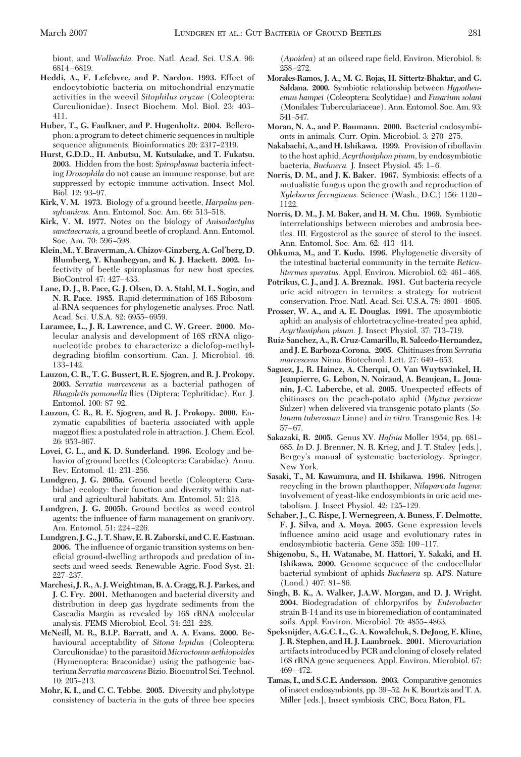biont, and *Wolbachia.* Proc. Natl. Acad. Sci. U.S.A. 96: 6814–6819.

**Heddi, A., F. Lefebvre, and P. Nardon. 1993.** Effect of endocytobiotic bacteria on mitochondrial enzymatic activities in the weevil *Sitophilus oryzae* (Coleoptera: Curculionidae). Insect Biochem. Mol. Biol. 23: 403–411.

**Huber, T., G. Faulkner, and P. Hugenholtz. 2004.** Bellerophon: a program to detect chimeric sequences in multiple sequence alignments. Bioinformatics 20: 2317–2319.

**Hurst, G.D.D., H. Anbutsu, M. Kutsukake, and T. Fukatsu. 2003.** Hidden from the host: *Spiroplasma* bacteria infecting *Drosophila* do not cause an immune response, but are suppressed by ectopic immune activation. Insect Mol. Biol. 12: 93–97.

**Kirk, V. M. 1973.** Biology of a ground beetle, *Harpalus pensylvanicus.* Ann. Entomol. Soc. Am. 66: 513–518.

**Kirk, V. M. 1977.** Notes on the biology of *Anisodactylus sanctaecrucis*, a ground beetle of cropland. Ann. Entomol. Soc. Am. 70: 596–598.

**Klein, M., Y. Braverman, A. Chizov-Ginzberg, A. Gol'berg, D. Blumberg, Y. Khanbegyan, and K. J. Hackett. 2002.** Infectivity of beetle spiroplasmas for new host species. BioControl 47: 427–433.

**Lane, D. J., B. Pace, G. J. Olsen, D. A. Stahl, M. L. Sogin, and N. R. Pace. 1985.** Rapid-determination of 16S Ribosomal-RNA sequences for phylogenetic analyses. Proc. Natl. Acad. Sci. U.S.A. 82: 6955–6959.

**Laramee, L., J. R. Lawrence, and C. W. Greer. 2000.** Molecular analysis and development of 16S rRNA oligonucleotide probes to characterize a diclofop-methyl-degrading biofilm consortium. Can. J. Microbiol. 46: 133–142.

**Lauzon, C. R., T. G. Bussert, R. E. Sjogren, and R. J. Prokopy. 2003.** *Serratia marcescens* as a bacterial pathogen of *Rhagoletis pomonella* flies (Diptera: Tephritidae). Eur. J. Entomol. 100: 87–92.

**Lauzon, C. R., R. E. Sjogren, and R. J. Prokopy. 2000.** Enzymatic capabilities of bacteria associated with apple maggot flies: a postulated role in attraction. J. Chem. Ecol. 26: 953–967.

**Lovei, G. L., and K. D. Sunderland. 1996.** Ecology and behavior of ground beetles (Coleoptera: Carabidae). Annu. Rev. Entomol. 41: 231–256.

**Lundgren, J. G. 2005a.** Ground beetle (Coleoptera: Carabidae) ecology: their function and diversity within natural and agricultural habitats. Am. Entomol. 51: 218.

**Lundgren, J. G. 2005b.** Ground beetles as weed control agents: the influence of farm management on granivory. Am. Entomol. 51: 224–226.

**Lundgren, J. G., J. T. Shaw, E. R. Zaborski, and C. E. Eastman. 2006.** The influence of organic transition systems on beneficial ground-dwelling arthropods and predation of insects and weed seeds. Renewable Agric. Food Syst. 21: 227–237.

**Marchesi, J. R., A. J. Weightman, B. A. Cragg, R. J. Parkes, and J. C. Fry. 2001.** Methanogen and bacterial diversity and distribution in deep gas hygdrate sediments from the Cascadia Margin as revealed by 16S rRNA molecular analysis. FEMS Microbiol. Ecol. 34: 221–228.

**McNeill, M. R., B.I.P. Barratt, and A. A. Evans. 2000.** Behavioural acceptability of *Sitona lepidus* (Coleoptera: Curculionidae) to the parasitoid *Microctonus aethiopoides* (Hymenoptera: Braconidae) using the pathogenic bacterium *Serratia marcescens* Bizio. Biocontrol Sci. Technol. 10: 205–213.

**Mohr, K. I., and C. C. Tebbe. 2005.** Diversity and phylotype consistency of bacteria in the guts of three bee species (*Apoidea*) at an oilseed rape field. Environ. Microbiol. 8: 258–272.

**Morales-Ramos, J. A., M. G. Rojas, H. Sittertz-Bhaktar, and G. Saldana. 2000.** Symbiotic relationship between *Hypothenemus hampei* (Coleoptera: Scolytidae) and *Fusarium solani* (Monilales: Tuberculariaceae). Ann. Entomol. Soc. Am. 93: 541–547.

**Moran, N. A., and P. Baumann. 2000.** Bacterial endosymbionts in animals. Curr. Opin. Microbiol. 3: 270–275.

**Nakabachi, A., and H. Ishikawa. 1999.** Provision of riboflavin to the host aphid, *Acyrthosiphon pisum*, by endosymbiotic bacteria, *Buchnera.* J. Insect Physiol. 45: 1–6.

**Norris, D. M., and J. K. Baker. 1967.** Symbiosis: effects of a mutualistic fungus upon the growth and reproduction of *Xyleborus ferrugineus.* Science (Wash., D.C.) 156: 1120–1122.

**Norris, D. M., J. M. Baker, and H. M. Chu. 1969.** Symbiotic interrelationships between microbes and ambrosia beetles. III. Ergosterol as the source of sterol to the insect. Ann. Entomol. Soc. Am. 62: 413–414.

**Ohkuma, M., and T. Kudo. 1996.** Phylogenetic diversity of the intestinal bacterial community in the termite *Reticulitermes speratus.* Appl. Environ. Microbiol. 62: 461–468.

**Potrikus, C. J., and J. A. Breznak. 1981.** Gut bacteria recycle uric acid nitrogen in termites: a strategy for nutrient conservation. Proc. Natl. Acad. Sci. U.S.A. 78: 4601–4605.

**Prosser, W. A., and A. E. Douglas. 1991.** The aposymbiotic aphid: an analysis of chlortetracycline-treated pea aphid, *Acyrthosiphon pisum.* J. Insect Physiol. 37: 713–719.

**Ruiz-Sanchez, A., R. Cruz-Camarillo, R. Salcedo-Hernandez, and J. E. Barboza-Corona. 2005.** Chitinases from *Serratia marcescens* Nima. Biotechnol. Lett. 27: 649–653.

**Saguez, J., R. Hainez, A. Cherqui, O. Van Wuytswinkel, H. Jeanpierre, G. Lebon, N. Noiraud, A. Beaujean, L. Jouanin, J.-C. Laberche, et al. 2005.** Unexpected effects of chitinases on the peach-potato aphid (*Myzus persicae* Sulzer) when delivered via transgenic potato plants (*Solanum tuberosum* Linne) and *in vitro.* Transgenic Res. 14: 57–67.

**Sakazaki, R. 2005.** Genus XV. *Hafnia* Moller 1954, pp. 681–685. *In* D. J. Brenner, N. R. Krieg, and J. T. Staley [eds.], Bergey's manual of systematic bacteriology. Springer, New York.

**Sasaki, T., M. Kawamura, and H. Ishikawa. 1996.** Nitrogen recycling in the brown planthopper, *Nilaparvata lugens:* involvement of yeast-like endosymbionts in uric acid metabolism. J. Insect Physiol. 42: 125–129.

**Schaber, J., C. Rispe, J. Wernegreen, A. Buness, F. Delmotte, F. J. Silva, and A. Moya. 2005.** Gene expression levels influence amino acid usage and evolutionary rates in endosymbiotic bacteria. Gene 352: 109–117.

**Shigenobu, S., H. Watanabe, M. Hattori, Y. Sakaki, and H. Ishikawa. 2000.** Genome sequence of the endocellular bacterial symbiont of aphids *Buchnera* sp. APS. Nature (Lond.) 407: 81–86.

**Singh, B. K., A. Walker, J.A.W. Morgan, and D. J. Wright. 2004.** Biodegradation of chlorpyrifos by *Enterobacter* strain B-14 and its use in bioremediation of contaminated soils. Appl. Environ. Microbiol. 70: 4855–4863.

**Speksnijder, A.G.C. L., G. A. Kowalchuk, S. DeJong, E. Kline, J. R. Stephen, and H. J. Laanbroek. 2001.** Microvariation artifacts introduced by PCR and cloning of closely related 16S rRNA gene sequences. Appl. Environ. Microbiol. 67: 469–472.

**Tamas, I., and S.G.E. Andersson. 2003.** Comparative genomics of insect endosymbionts, pp. 39–52. *In* K. Bourtzis and T. A. Miller [eds.], Insect symbiosis. CRC, Boca Raton, FL.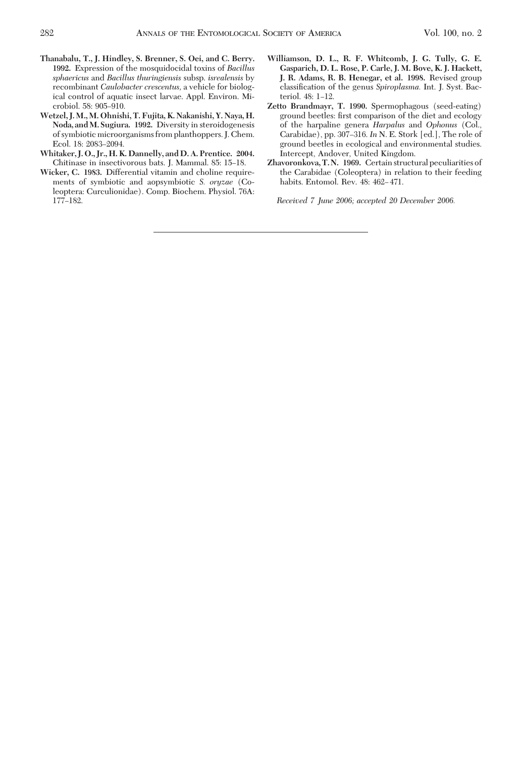**Thanabalu, T., J. Hindley, S. Brenner, S. Oei, and C. Berry. 1992.** Expression of the mosquidocidal toxins of *Bacillus sphaericus* and *Bacillus thuringiensis* subsp. *isrealensis* by recombinant *Caulobacter crescentus,* a vehicle for biological control of aquatic insect larvae. Appl. Environ. Microbiol. 58: 905–910.

**Wetzel, J. M., M. Ohnishi, T. Fujita, K. Nakanishi, Y. Naya, H. Noda, and M. Sugiura. 1992.** Diversity in steroidogenesis of symbiotic microorganisms from planthoppers. J. Chem. Ecol. 18: 2083–2094.

**Whitaker, J. O., Jr., H. K. Dannelly, and D. A. Prentice. 2004.** Chitinase in insectivorous bats. J. Mammal. 85: 15–18.

**Wicker, C. 1983.** Differential vitamin and choline requirements of symbiotic and aopsymbiotic *S. oryzae* (Coleoptera: Curculionidae). Comp. Biochem. Physiol. 76A: 177–182.

**Williamson, D. L., R. F. Whitcomb, J. G. Tully, G. E. Gasparich, D. L. Rose, P. Carle, J. M. Bove, K. J. Hackett, J. R. Adams, R. B. Henegar, et al. 1998.** Revised group classification of the genus *Spiroplasma.* Int. J. Syst. Bacteriol. 48: 1–12.

**Zetto Brandmayr, T. 1990.** Spermophagous (seed-eating) ground beetles: first comparison of the diet and ecology of the harpaline genera *Harpalus* and *Ophonus* (Col., Carabidae), pp. 307–316. *In* N. E. Stork [ed.], The role of ground beetles in ecological and environmental studies. Intercept, Andover, United Kingdom.

**Zhavoronkova, T. N. 1969.** Certain structural peculiarities of the Carabidae (Coleoptera) in relation to their feeding habits. Entomol. Rev. 48: 462–471.

*Received 7 June 2006; accepted 20 December 2006.*